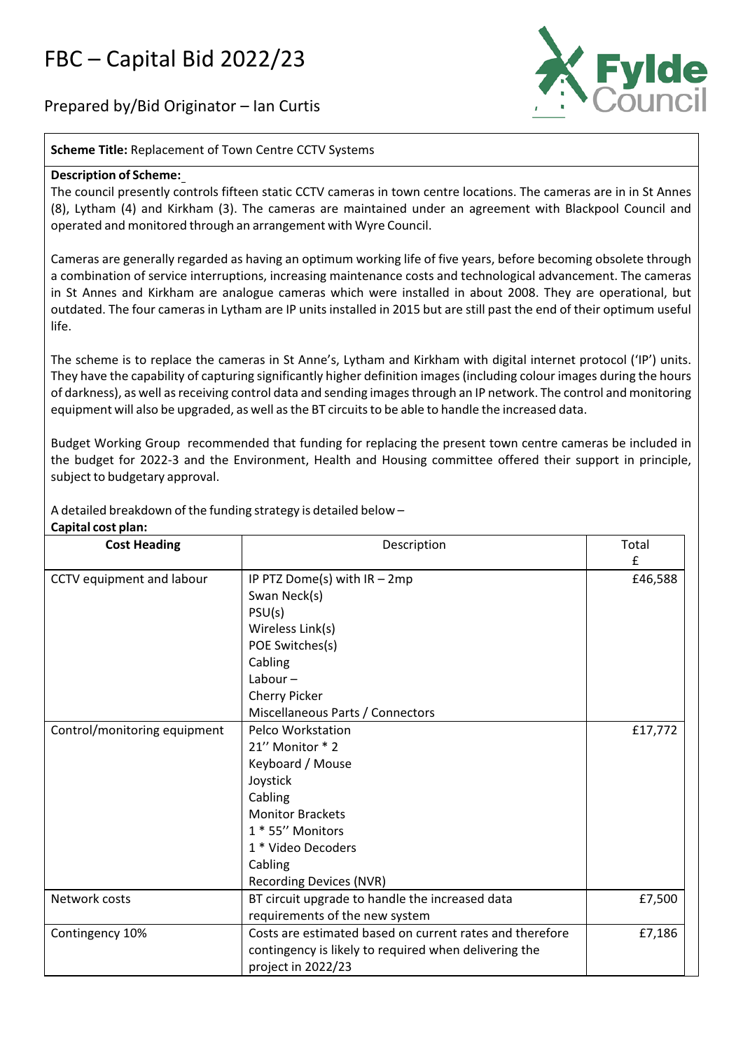# FBC – Capital Bid 2022/23

Prepared by/Bid Originator – Ian Curtis

**Scheme Title:** Replacement of Town Centre CCTV Systems

**Description of Scheme:**

The council presently controls fifteen static CCTV cameras in town centre locations. The cameras are in in St Annes (8), Lytham (4) and Kirkham (3). The cameras are maintained under an agreement with Blackpool Council and operated and monitored through an arrangement with Wyre Council.

Cameras are generally regarded as having an optimum working life of five years, before becoming obsolete through a combination of service interruptions, increasing maintenance costs and technological advancement. The cameras in St Annes and Kirkham are analogue cameras which were installed in about 2008. They are operational, but outdated. The four cameras in Lytham are IP units installed in 2015 but are still past the end of their optimum useful life.

The scheme is to replace the cameras in St Anne's, Lytham and Kirkham with digital internet protocol ('IP') units. They have the capability of capturing significantly higher definition images (including colour images during the hours of darkness), as well as receiving control data and sending images through an IP network. The control and monitoring equipment will also be upgraded, as well as the BT circuits to be able to handle the increased data.

Budget Working Group recommended that funding for replacing the present town centre cameras be included in the budget for 2022-3 and the Environment, Health and Housing committee offered their support in principle, subject to budgetary approval.

A detailed breakdown of the funding strategy is detailed below –

**Capital cost plan:**

| Cost Heading | Description | Total £ |
|---|---|---|
| CCTV equipment and labour | IP PTZ Dome(s) with IR – 2mp<br>Swan Neck(s)<br>PSU(s)<br>Wireless Link(s)<br>POE Switches(s)<br>Cabling<br>Labour –<br>Cherry Picker<br>Miscellaneous Parts / Connectors | £46,588 |
| Control/monitoring equipment | Pelco Workstation<br>21'' Monitor * 2<br>Keyboard / Mouse<br>Joystick<br>Cabling<br>Monitor Brackets<br>1 * 55'' Monitors<br>1 * Video Decoders<br>Cabling<br>Recording Devices (NVR) | £17,772 |
| Network costs | BT circuit upgrade to handle the increased data requirements of the new system | £7,500 |
| Contingency 10% | Costs are estimated based on current rates and therefore contingency is likely to required when delivering the project in 2022/23 | £7,186 |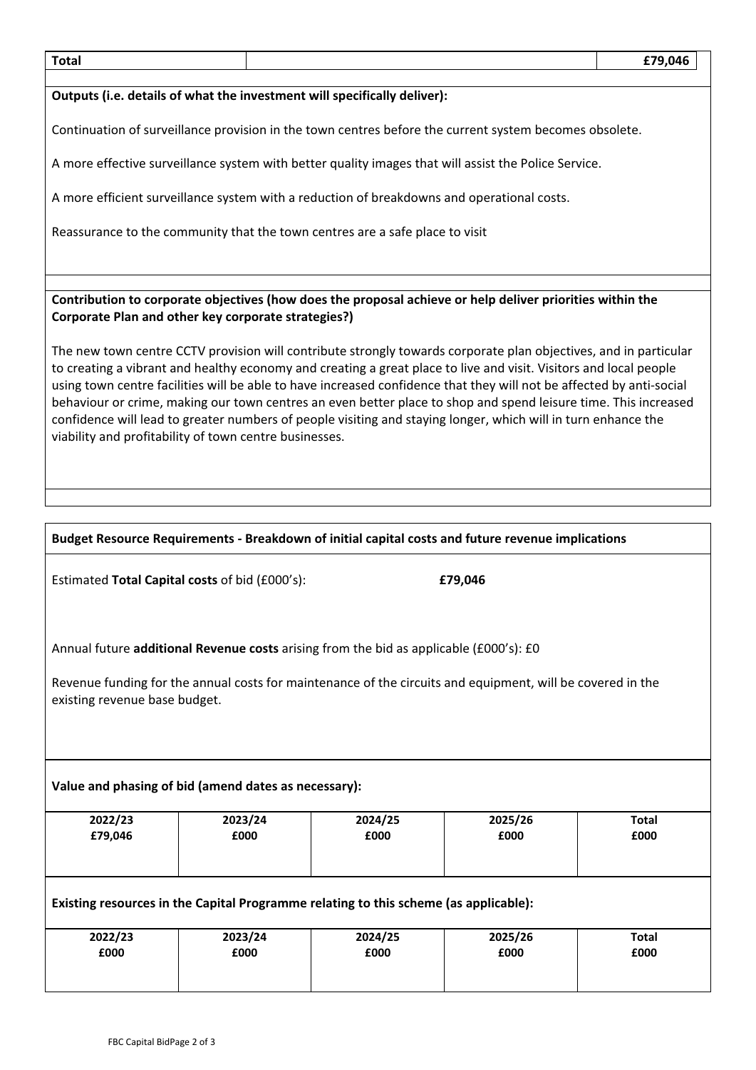| Total | | £79,046 |
|---|---|---|

**Outputs (i.e. details of what the investment will specifically deliver):**

Continuation of surveillance provision in the town centres before the current system becomes obsolete.

A more effective surveillance system with better quality images that will assist the Police Service.

A more efficient surveillance system with a reduction of breakdowns and operational costs.

Reassurance to the community that the town centres are a safe place to visit

**Contribution to corporate objectives (how does the proposal achieve or help deliver priorities within the Corporate Plan and other key corporate strategies?)**

The new town centre CCTV provision will contribute strongly towards corporate plan objectives, and in particular to creating a vibrant and healthy economy and creating a great place to live and visit. Visitors and local people using town centre facilities will be able to have increased confidence that they will not be affected by anti-social behaviour or crime, making our town centres an even better place to shop and spend leisure time. This increased confidence will lead to greater numbers of people visiting and staying longer, which will in turn enhance the viability and profitability of town centre businesses.

**Budget Resource Requirements - Breakdown of initial capital costs and future revenue implications**

Estimated **Total Capital costs** of bid (£000's): **£79,046**

Annual future **additional Revenue costs** arising from the bid as applicable (£000's): £0

Revenue funding for the annual costs for maintenance of the circuits and equipment, will be covered in the existing revenue base budget.

**Value and phasing of bid (amend dates as necessary):**

| 2022/23<br>£79,046 | 2023/24<br>£000 | 2024/25<br>£000 | 2025/26<br>£000 | Total<br>£000 |
|---|---|---|---|---|
| | | | | |

**Existing resources in the Capital Programme relating to this scheme (as applicable):**

| 2022/23<br>£000 | 2023/24<br>£000 | 2024/25<br>£000 | 2025/26<br>£000 | Total<br>£000 |
|---|---|---|---|---|
| | | | | |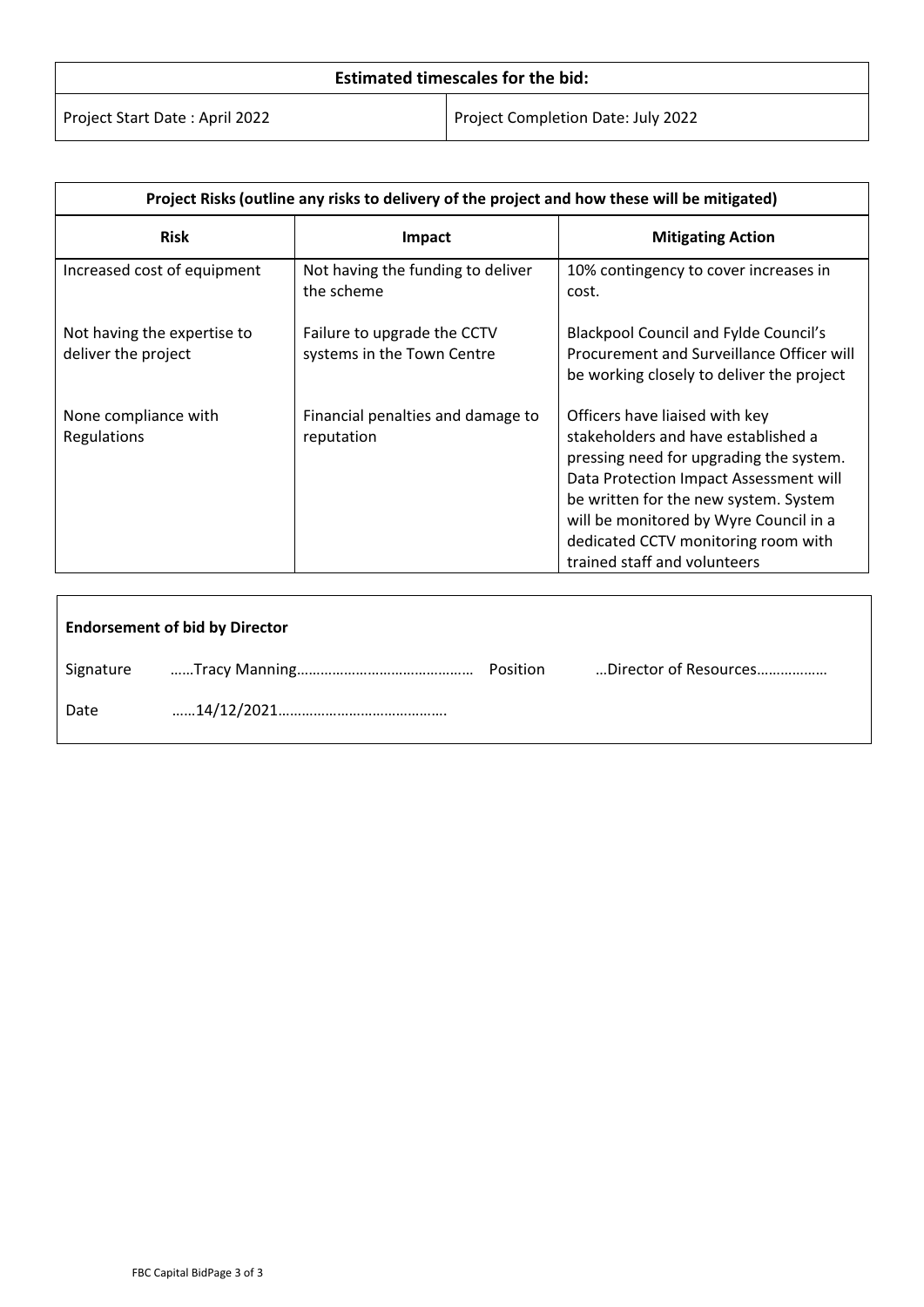| Estimated timescales for the bid: | |
|---|---|
| Project Start Date : April 2022 | Project Completion Date: July 2022 |

**Project Risks (outline any risks to delivery of the project and how these will be mitigated)**

| Risk | Impact | Mitigating Action |
|---|---|---|
| Increased cost of equipment | Not having the funding to deliver the scheme | 10% contingency to cover increases in cost. |
| Not having the expertise to deliver the project | Failure to upgrade the CCTV systems in the Town Centre | Blackpool Council and Fylde Council's Procurement and Surveillance Officer will be working closely to deliver the project |
| None compliance with Regulations | Financial penalties and damage to reputation | Officers have liaised with key stakeholders and have established a pressing need for upgrading the system. Data Protection Impact Assessment will be written for the new system. System will be monitored by Wyre Council in a dedicated CCTV monitoring room with trained staff and volunteers |

**Endorsement of bid by Director**

Signature ……Tracy Manning……………………………………… Position …Director of Resources………………

Date ……14/12/2021…………………………………….